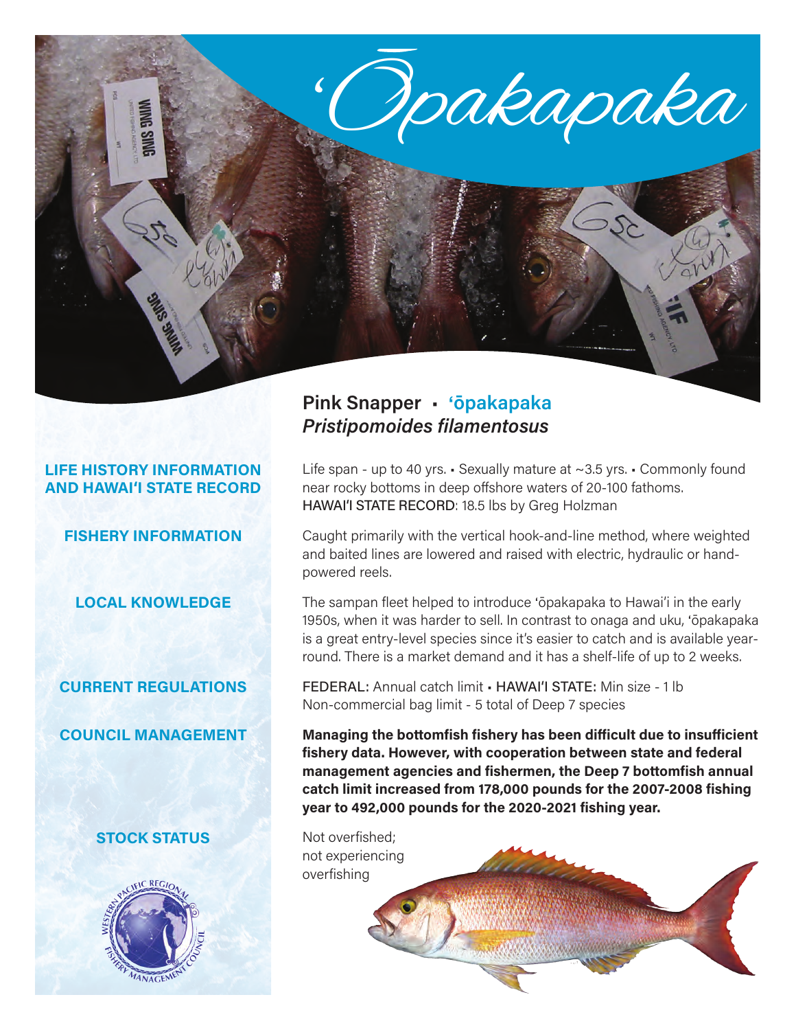# ʻŌpakapaka

## Pink Snapper ▪ ʻōpakapaka
***Pristipomoides filamentosus***

**LIFE HISTORY INFORMATION AND HAWAIʻI STATE RECORD**

Life span - up to 40 yrs. ▪ Sexually mature at ~3.5 yrs. ▪ Commonly found near rocky bottoms in deep offshore waters of 20-100 fathoms.
HAWAIʻI STATE RECORD: 18.5 lbs by Greg Holzman

**FISHERY INFORMATION**

Caught primarily with the vertical hook-and-line method, where weighted and baited lines are lowered and raised with electric, hydraulic or hand-powered reels.

**LOCAL KNOWLEDGE**

The sampan fleet helped to introduce ʻōpakapaka to Hawaiʻi in the early 1950s, when it was harder to sell. In contrast to onaga and uku, ʻōpakapaka is a great entry-level species since it's easier to catch and is available year-round. There is a market demand and it has a shelf-life of up to 2 weeks.

**CURRENT REGULATIONS**

FEDERAL: Annual catch limit ▪ HAWAIʻI STATE: Min size - 1 lb
Non-commercial bag limit - 5 total of Deep 7 species

**COUNCIL MANAGEMENT**

**Managing the bottomfish fishery has been difficult due to insufficient fishery data. However, with cooperation between state and federal management agencies and fishermen, the Deep 7 bottomfish annual catch limit increased from 178,000 pounds for the 2007-2008 fishing year to 492,000 pounds for the 2020-2021 fishing year.**

**STOCK STATUS**

Not overfished; not experiencing overfishing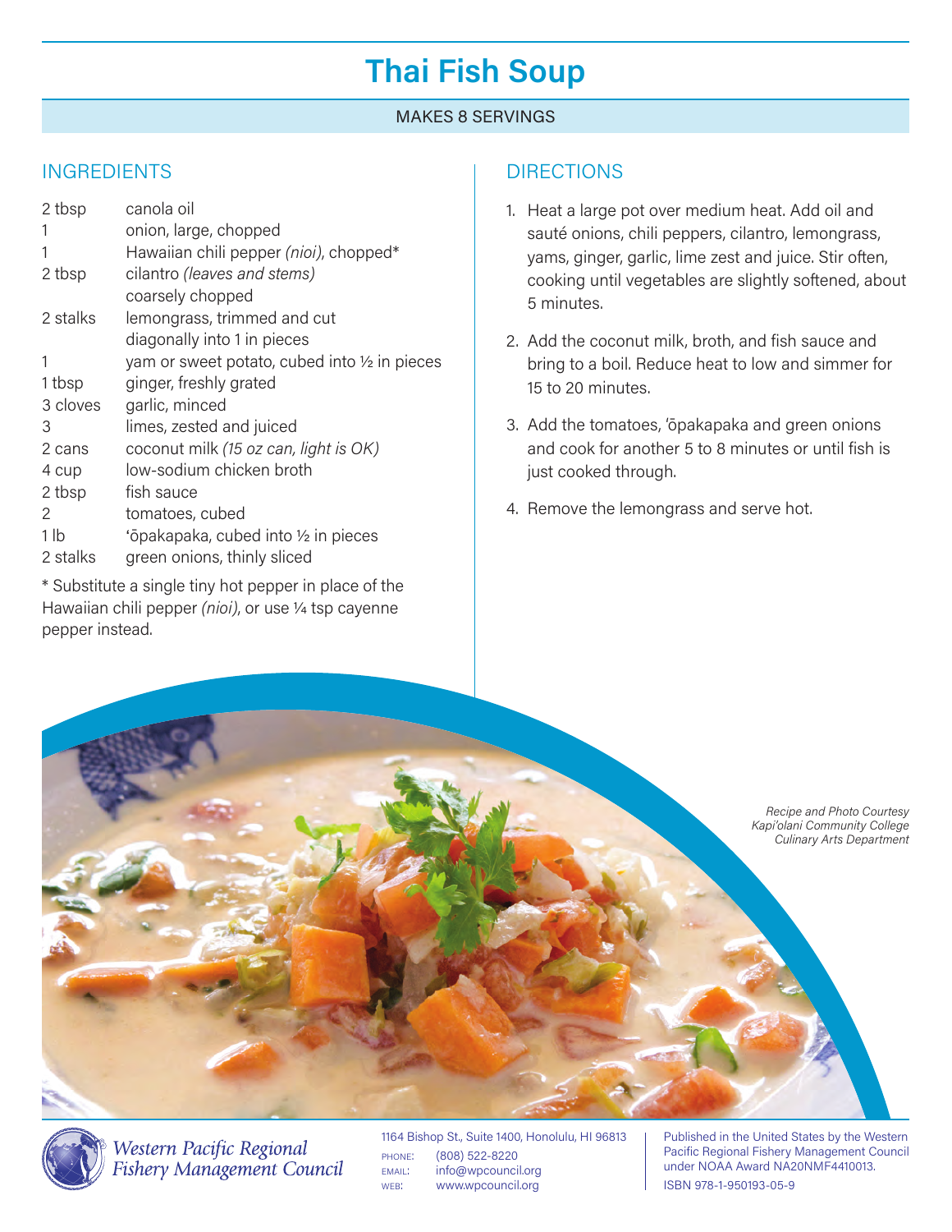# Thai Fish Soup

MAKES 8 SERVINGS

## INGREDIENTS

| | |
|---|---|
| 2 tbsp | canola oil |
| 1 | onion, large, chopped |
| 1 | Hawaiian chili pepper *(nioi)*, chopped* |
| 2 tbsp | cilantro *(leaves and stems)* coarsely chopped |
| 2 stalks | lemongrass, trimmed and cut diagonally into 1 in pieces |
| 1 | yam or sweet potato, cubed into ½ in pieces |
| 1 tbsp | ginger, freshly grated |
| 3 cloves | garlic, minced |
| 3 | limes, zested and juiced |
| 2 cans | coconut milk *(15 oz can, light is OK)* |
| 4 cup | low-sodium chicken broth |
| 2 tbsp | fish sauce |
| 2 | tomatoes, cubed |
| 1 lb | ʻōpakapaka, cubed into ½ in pieces |
| 2 stalks | green onions, thinly sliced |

* Substitute a single tiny hot pepper in place of the Hawaiian chili pepper *(nioi)*, or use ¼ tsp cayenne pepper instead.

## DIRECTIONS

1. Heat a large pot over medium heat. Add oil and sauté onions, chili peppers, cilantro, lemongrass, yams, ginger, garlic, lime zest and juice. Stir often, cooking until vegetables are slightly softened, about 5 minutes.
2. Add the coconut milk, broth, and fish sauce and bring to a boil. Reduce heat to low and simmer for 15 to 20 minutes.
3. Add the tomatoes, ʻōpakapaka and green onions and cook for another 5 to 8 minutes or until fish is just cooked through.
4. Remove the lemongrass and serve hot.

*Recipe and Photo Courtesy Kapiʻolani Community College Culinary Arts Department*

*Western Pacific Regional Fishery Management Council*

1164 Bishop St., Suite 1400, Honolulu, HI 96813
PHONE: (808) 522-8220
EMAIL: info@wpcouncil.org
WEB: www.wpcouncil.org

Published in the United States by the Western Pacific Regional Fishery Management Council under NOAA Award NA20NMF4410013.
ISBN 978-1-950193-05-9